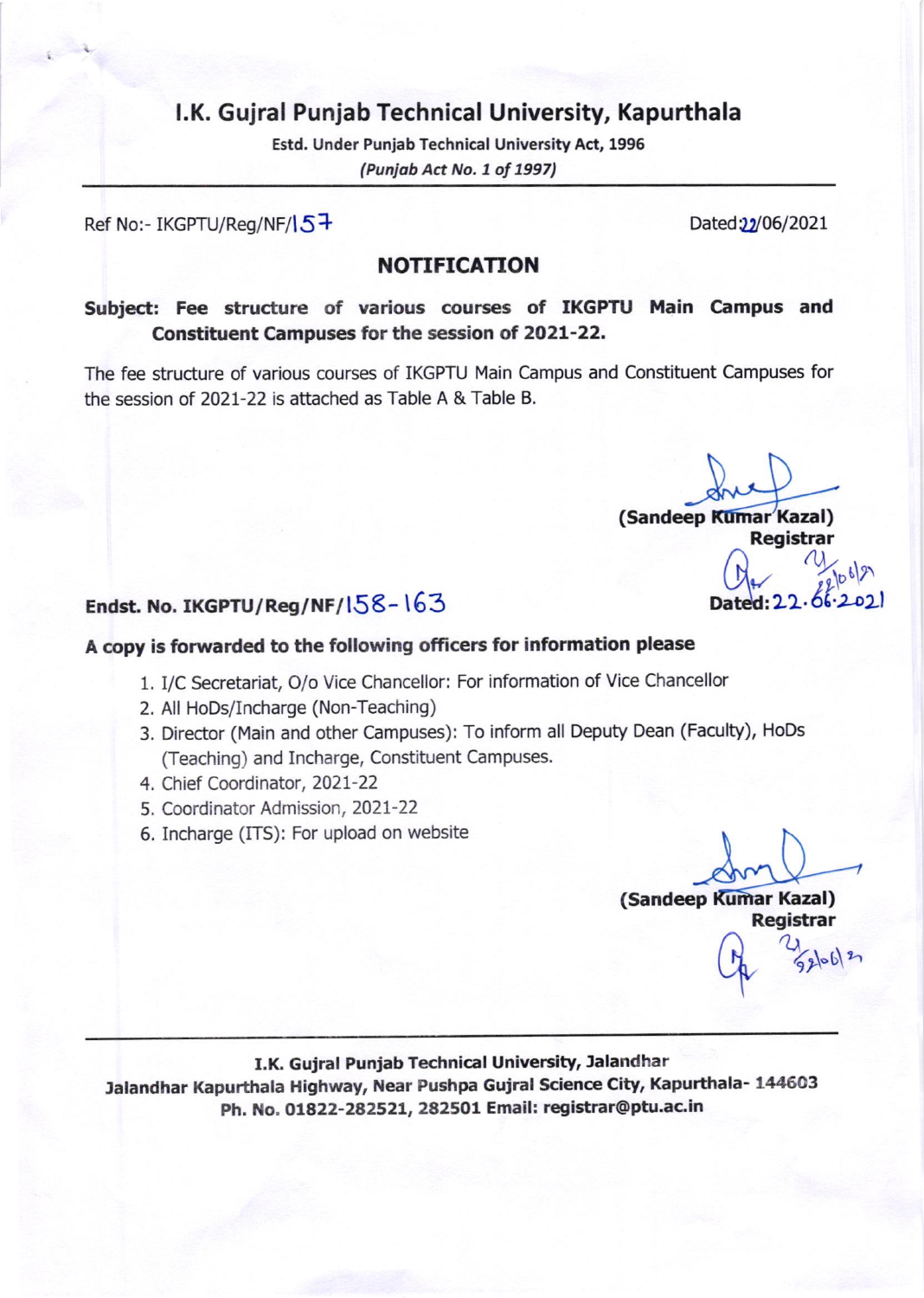# I.K. Gujral Punjab Technical University, Kapurthala

**Estd. Under Punjab Technical University Act, 1996**
***(Punjab Act No. 1 of 1997)***

Ref No:- IKGPTU/Reg/NF/157 Dated 22/06/2021

## NOTIFICATION

**Subject: Fee structure of various courses of IKGPTU Main Campus and Constituent Campuses for the session of 2021-22.**

The fee structure of various courses of IKGPTU Main Campus and Constituent Campuses for the session of 2021-22 is attached as Table A & Table B.

**(Sandeep Kumar Kazal)**
**Registrar**

**Endst. No. IKGPTU/Reg/NF/158-163** **Dated: 22.06.2021**

**A copy is forwarded to the following officers for information please**

1. I/C Secretariat, O/o Vice Chancellor: For information of Vice Chancellor
2. All HoDs/Incharge (Non-Teaching)
3. Director (Main and other Campuses): To inform all Deputy Dean (Faculty), HoDs (Teaching) and Incharge, Constituent Campuses.
4. Chief Coordinator, 2021-22
5. Coordinator Admission, 2021-22
6. Incharge (ITS): For upload on website

**(Sandeep Kumar Kazal)**
**Registrar**

**I.K. Gujral Punjab Technical University, Jalandhar**
**Jalandhar Kapurthala Highway, Near Pushpa Gujral Science City, Kapurthala- 144603**
**Ph. No. 01822-282521, 282501 Email: registrar@ptu.ac.in**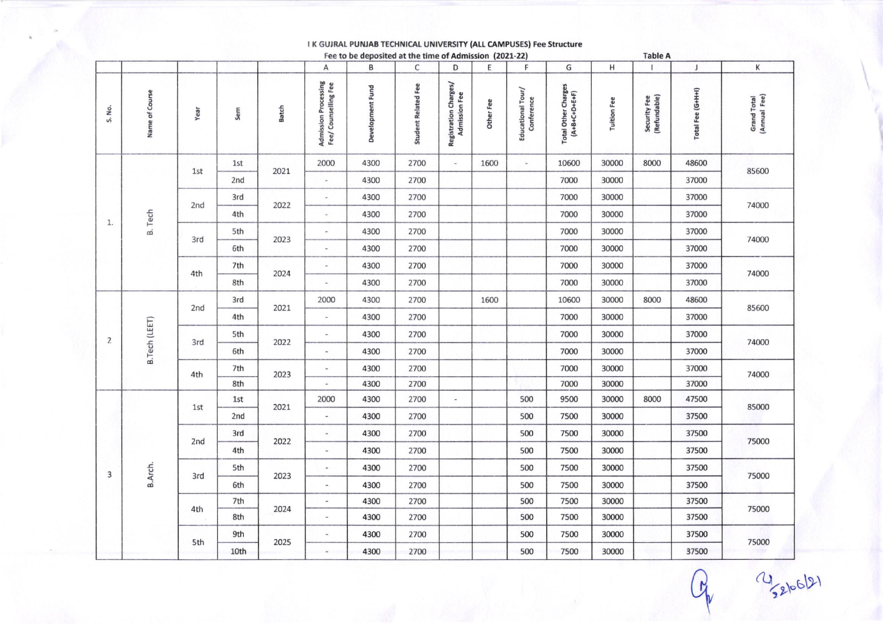**I K GUJRAL PUNJAB TECHNICAL UNIVERSITY (ALL CAMPUSES) Fee Structure**

Fee to be deposited at the time of Admission (2021-22)

Table A

| | | | | | A | B | C | D | E | F | G | H | I | J | K |
|---|---|---|---|---|---|---|---|---|---|---|---|---|---|---|---|
| S. No. | Name of Course | Year | Sem | Batch | Admission Processing Fee/ Counselling Fee | Development Fund | Student Related Fee | Registration Charges/ Admission Fee | Other Fee | Educational Tour/ Conference | Total Other Charges (A+B+C+D+E+F) | Tuition Fee | Security Fee (Refundable) | Total Fee (G+H+I) | Grand Total (Annual Fee) |
| 1. | B. Tech | 1st | 1st | 2021 | 2000 | 4300 | 2700 | - | 1600 | - | 10600 | 30000 | 8000 | 48600 | 85600 |
| | | | 2nd | | - | 4300 | 2700 | | | | 7000 | 30000 | | 37000 | |
| | | 2nd | 3rd | 2022 | - | 4300 | 2700 | | | | 7000 | 30000 | | 37000 | 74000 |
| | | | 4th | | - | 4300 | 2700 | | | | 7000 | 30000 | | 37000 | |
| | | 3rd | 5th | 2023 | - | 4300 | 2700 | | | | 7000 | 30000 | | 37000 | 74000 |
| | | | 6th | | - | 4300 | 2700 | | | | 7000 | 30000 | | 37000 | |
| | | 4th | 7th | 2024 | - | 4300 | 2700 | | | | 7000 | 30000 | | 37000 | 74000 |
| | | | 8th | | - | 4300 | 2700 | | | | 7000 | 30000 | | 37000 | |
| 2 | B.Tech (LEET) | 2nd | 3rd | 2021 | 2000 | 4300 | 2700 | | 1600 | | 10600 | 30000 | 8000 | 48600 | 85600 |
| | | | 4th | | - | 4300 | 2700 | | | | 7000 | 30000 | | 37000 | |
| | | 3rd | 5th | 2022 | - | 4300 | 2700 | | | | 7000 | 30000 | | 37000 | 74000 |
| | | | 6th | | - | 4300 | 2700 | | | | 7000 | 30000 | | 37000 | |
| | | 4th | 7th | 2023 | - | 4300 | 2700 | | | | 7000 | 30000 | | 37000 | 74000 |
| | | | 8th | | - | 4300 | 2700 | | | | 7000 | 30000 | | 37000 | |
| 3 | B.Arch. | 1st | 1st | 2021 | 2000 | 4300 | 2700 | - | | 500 | 9500 | 30000 | 8000 | 47500 | 85000 |
| | | | 2nd | | - | 4300 | 2700 | | | 500 | 7500 | 30000 | | 37500 | |
| | | 2nd | 3rd | 2022 | - | 4300 | 2700 | | | 500 | 7500 | 30000 | | 37500 | 75000 |
| | | | 4th | | - | 4300 | 2700 | | | 500 | 7500 | 30000 | | 37500 | |
| | | 3rd | 5th | 2023 | - | 4300 | 2700 | | | 500 | 7500 | 30000 | | 37500 | 75000 |
| | | | 6th | | - | 4300 | 2700 | | | 500 | 7500 | 30000 | | 37500 | |
| | | 4th | 7th | 2024 | - | 4300 | 2700 | | | 500 | 7500 | 30000 | | 37500 | 75000 |
| | | | 8th | | - | 4300 | 2700 | | | 500 | 7500 | 30000 | | 37500 | |
| | | 5th | 9th | 2025 | - | 4300 | 2700 | | | 500 | 7500 | 30000 | | 37500 | 75000 |
| | | | 10th | | - | 4300 | 2700 | | | 500 | 7500 | 30000 | | 37500 | |